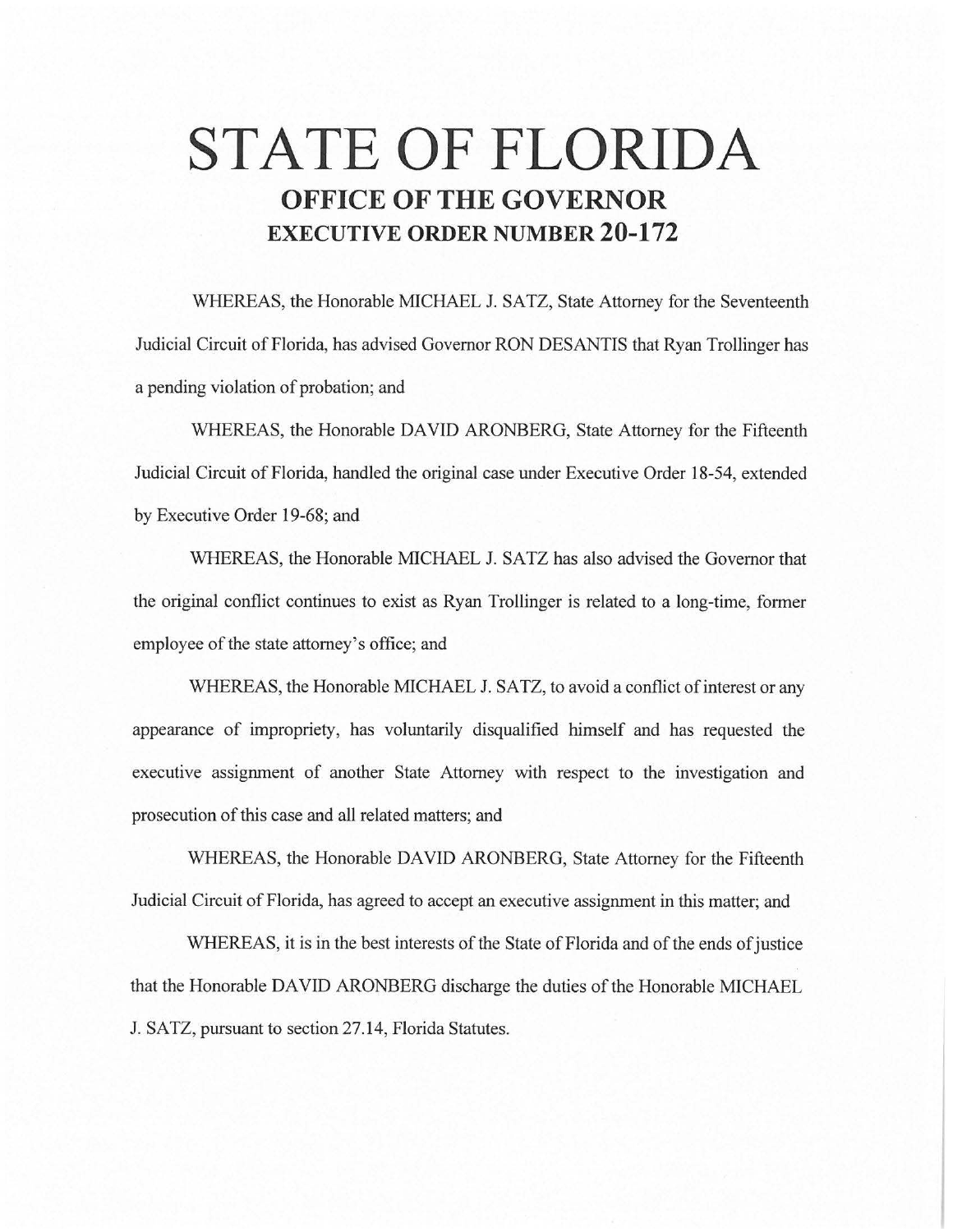# STATE OF FLORIDA

## OFFICE OF THE GOVERNOR

## EXECUTIVE ORDER NUMBER 20-172

WHEREAS, the Honorable MICHAEL J. SATZ, State Attorney for the Seventeenth Judicial Circuit of Florida, has advised Governor RON DESANTIS that Ryan Trollinger has a pending violation of probation; and

WHEREAS, the Honorable DAVID ARONBERG, State Attorney for the Fifteenth Judicial Circuit of Florida, handled the original case under Executive Order 18-54, extended by Executive Order 19-68; and

WHEREAS, the Honorable MICHAEL J. SATZ has also advised the Governor that the original conflict continues to exist as Ryan Trollinger is related to a long-time, former employee of the state attorney's office; and

WHEREAS, the Honorable MICHAEL J. SATZ, to avoid a conflict of interest or any appearance of impropriety, has voluntarily disqualified himself and has requested the executive assignment of another State Attorney with respect to the investigation and prosecution of this case and all related matters; and

WHEREAS, the Honorable DAVID ARONBERG, State Attorney for the Fifteenth Judicial Circuit of Florida, has agreed to accept an executive assignment in this matter; and

WHEREAS, it is in the best interests of the State of Florida and of the ends of justice that the Honorable DAVID ARONBERG discharge the duties of the Honorable MICHAEL J. SATZ, pursuant to section 27.14, Florida Statutes.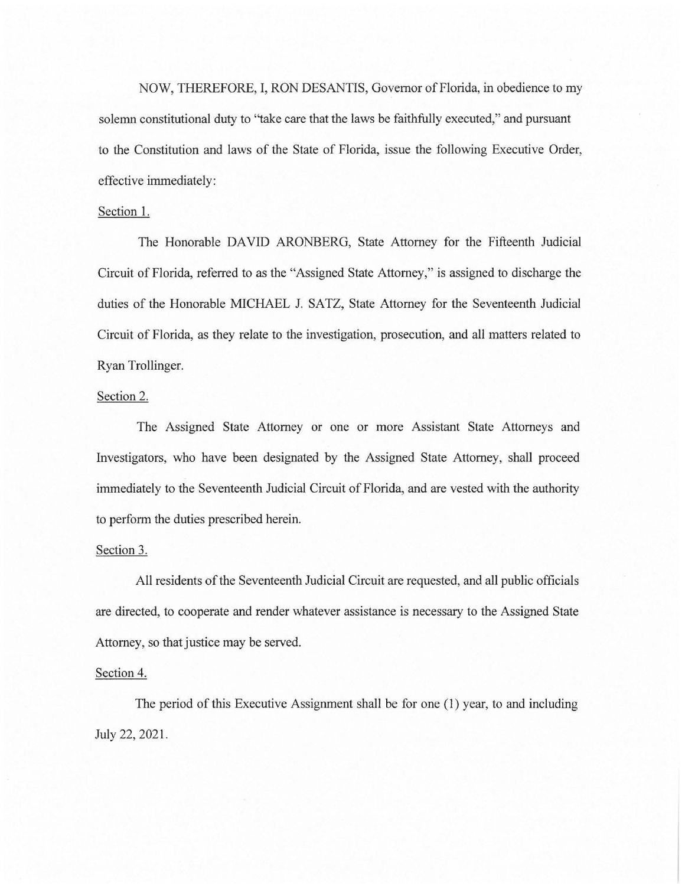NOW, THEREFORE, I, RON DESANTIS, Governor of Florida, in obedience to my solemn constitutional duty to "take care that the laws be faithfully executed," and pursuant to the Constitution and laws of the State of Florida, issue the following Executive Order, effective immediately:

Section 1.

The Honorable DAVID ARONBERG, State Attorney for the Fifteenth Judicial Circuit of Florida, referred to as the "Assigned State Attorney," is assigned to discharge the duties of the Honorable MICHAEL J. SATZ, State Attorney for the Seventeenth Judicial Circuit of Florida, as they relate to the investigation, prosecution, and all matters related to Ryan Trollinger.

Section 2.

The Assigned State Attorney or one or more Assistant State Attorneys and Investigators, who have been designated by the Assigned State Attorney, shall proceed immediately to the Seventeenth Judicial Circuit of Florida, and are vested with the authority to perform the duties prescribed herein.

Section 3.

All residents of the Seventeenth Judicial Circuit are requested, and all public officials are directed, to cooperate and render whatever assistance is necessary to the Assigned State Attorney, so that justice may be served.

Section 4.

The period of this Executive Assignment shall be for one (1) year, to and including July 22, 2021.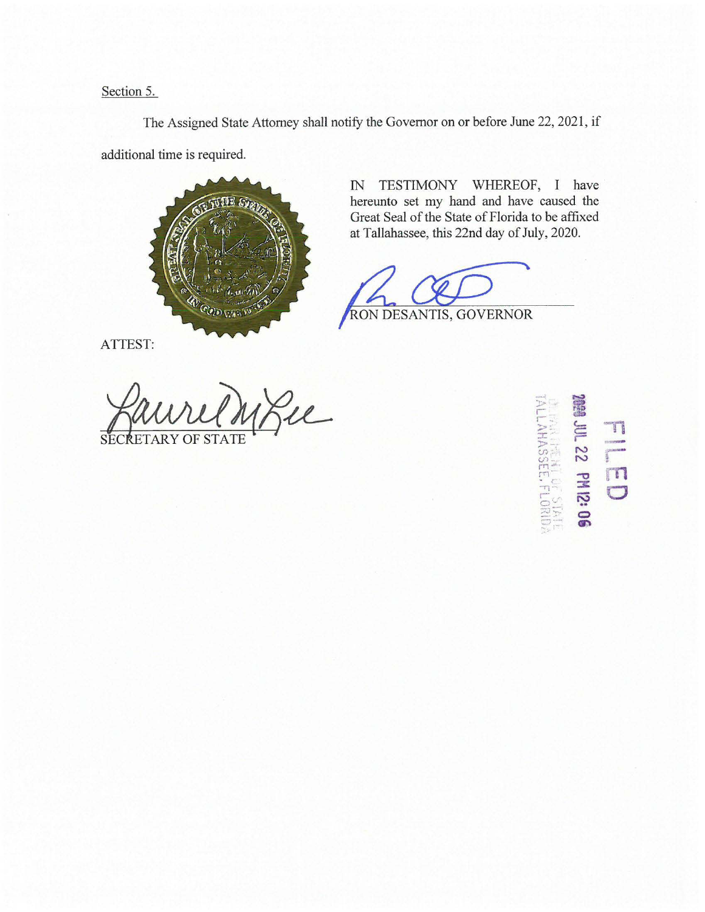Section 5.

The Assigned State Attorney shall notify the Governor on or before June 22, 2021, if additional time is required.

IN TESTIMONY WHEREOF, I have hereunto set my hand and have caused the Great Seal of the State of Florida to be affixed at Tallahassee, this 22nd day of July, 2020.

RON DESANTIS, GOVERNOR

ATTEST:

SECRETARY OF STATE

FILED
2020 JUL 22 PM 12:06
DEPARTMENT OF STATE
TALLAHASSEE, FLORIDA